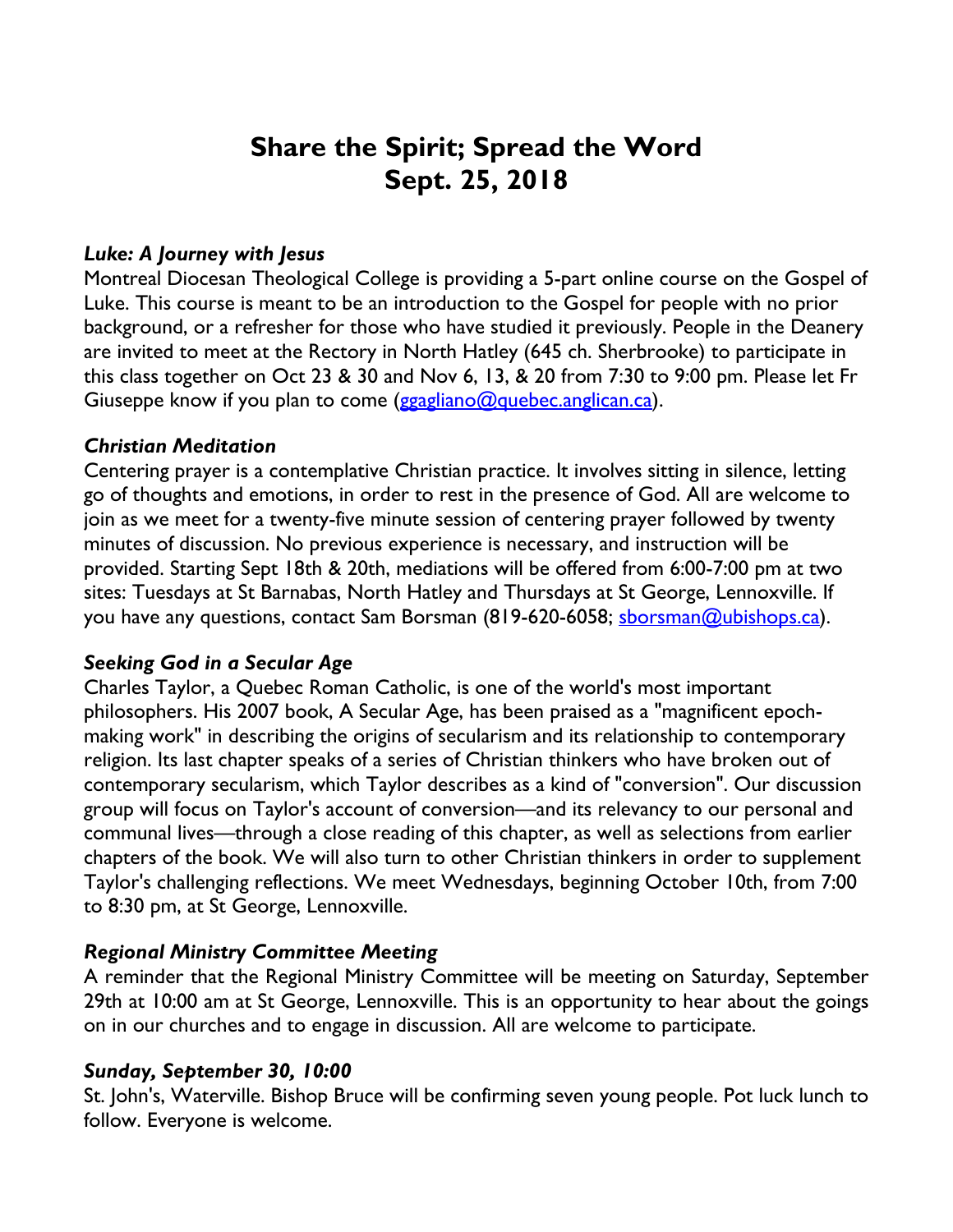# Share the Spirit; Spread the Word
# Sept. 25, 2018

### *Luke: A Journey with Jesus*

Montreal Diocesan Theological College is providing a 5-part online course on the Gospel of Luke. This course is meant to be an introduction to the Gospel for people with no prior background, or a refresher for those who have studied it previously. People in the Deanery are invited to meet at the Rectory in North Hatley (645 ch. Sherbrooke) to participate in this class together on Oct 23 & 30 and Nov 6, 13, & 20 from 7:30 to 9:00 pm. Please let Fr Giuseppe know if you plan to come (ggagliano@quebec.anglican.ca).

### *Christian Meditation*

Centering prayer is a contemplative Christian practice. It involves sitting in silence, letting go of thoughts and emotions, in order to rest in the presence of God. All are welcome to join as we meet for a twenty-five minute session of centering prayer followed by twenty minutes of discussion. No previous experience is necessary, and instruction will be provided. Starting Sept 18th & 20th, mediations will be offered from 6:00-7:00 pm at two sites: Tuesdays at St Barnabas, North Hatley and Thursdays at St George, Lennoxville. If you have any questions, contact Sam Borsman (819-620-6058; sborsman@ubishops.ca).

### *Seeking God in a Secular Age*

Charles Taylor, a Quebec Roman Catholic, is one of the world's most important philosophers. His 2007 book, A Secular Age, has been praised as a "magnificent epoch-making work" in describing the origins of secularism and its relationship to contemporary religion. Its last chapter speaks of a series of Christian thinkers who have broken out of contemporary secularism, which Taylor describes as a kind of "conversion". Our discussion group will focus on Taylor's account of conversion—and its relevancy to our personal and communal lives—through a close reading of this chapter, as well as selections from earlier chapters of the book. We will also turn to other Christian thinkers in order to supplement Taylor's challenging reflections. We meet Wednesdays, beginning October 10th, from 7:00 to 8:30 pm, at St George, Lennoxville.

### *Regional Ministry Committee Meeting*

A reminder that the Regional Ministry Committee will be meeting on Saturday, September 29th at 10:00 am at St George, Lennoxville. This is an opportunity to hear about the goings on in our churches and to engage in discussion. All are welcome to participate.

### *Sunday, September 30, 10:00*

St. John's, Waterville. Bishop Bruce will be confirming seven young people. Pot luck lunch to follow. Everyone is welcome.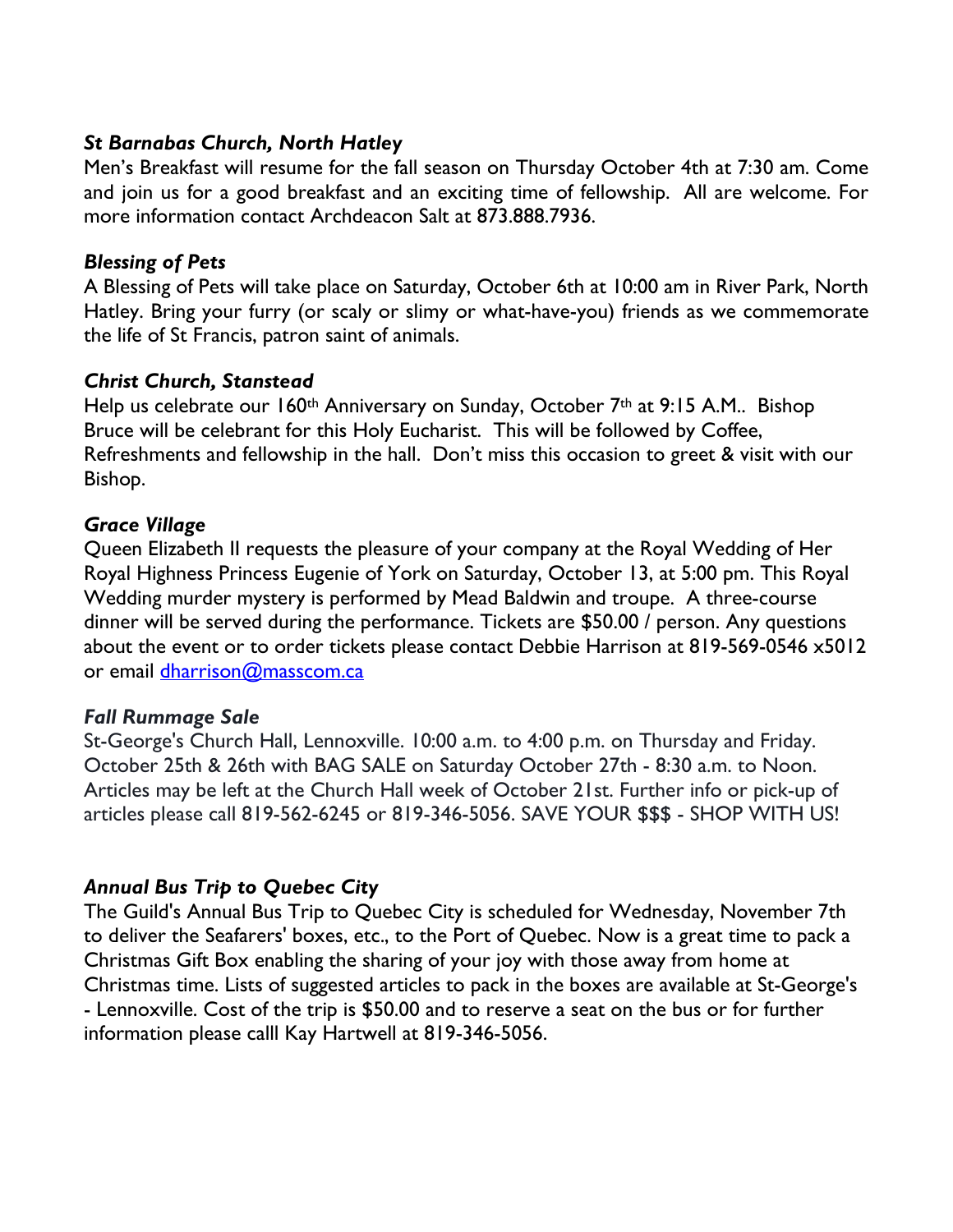### *St Barnabas Church, North Hatley*

Men's Breakfast will resume for the fall season on Thursday October 4th at 7:30 am. Come and join us for a good breakfast and an exciting time of fellowship. All are welcome. For more information contact Archdeacon Salt at 873.888.7936.

### *Blessing of Pets*

A Blessing of Pets will take place on Saturday, October 6th at 10:00 am in River Park, North Hatley. Bring your furry (or scaly or slimy or what-have-you) friends as we commemorate the life of St Francis, patron saint of animals.

### *Christ Church, Stanstead*

Help us celebrate our 160th Anniversary on Sunday, October 7th at 9:15 A.M.. Bishop Bruce will be celebrant for this Holy Eucharist. This will be followed by Coffee, Refreshments and fellowship in the hall. Don't miss this occasion to greet & visit with our Bishop.

### *Grace Village*

Queen Elizabeth II requests the pleasure of your company at the Royal Wedding of Her Royal Highness Princess Eugenie of York on Saturday, October 13, at 5:00 pm. This Royal Wedding murder mystery is performed by Mead Baldwin and troupe. A three-course dinner will be served during the performance. Tickets are $50.00 / person. Any questions about the event or to order tickets please contact Debbie Harrison at 819-569-0546 x5012 or email dharrison@masscom.ca

### *Fall Rummage Sale*

St-George's Church Hall, Lennoxville. 10:00 a.m. to 4:00 p.m. on Thursday and Friday. October 25th & 26th with BAG SALE on Saturday October 27th - 8:30 a.m. to Noon. Articles may be left at the Church Hall week of October 21st. Further info or pick-up of articles please call 819-562-6245 or 819-346-5056. SAVE YOUR $$$ - SHOP WITH US!

### *Annual Bus Trip to Quebec City*

The Guild's Annual Bus Trip to Quebec City is scheduled for Wednesday, November 7th to deliver the Seafarers' boxes, etc., to the Port of Quebec. Now is a great time to pack a Christmas Gift Box enabling the sharing of your joy with those away from home at Christmas time. Lists of suggested articles to pack in the boxes are available at St-George's - Lennoxville. Cost of the trip is $50.00 and to reserve a seat on the bus or for further information please calll Kay Hartwell at 819-346-5056.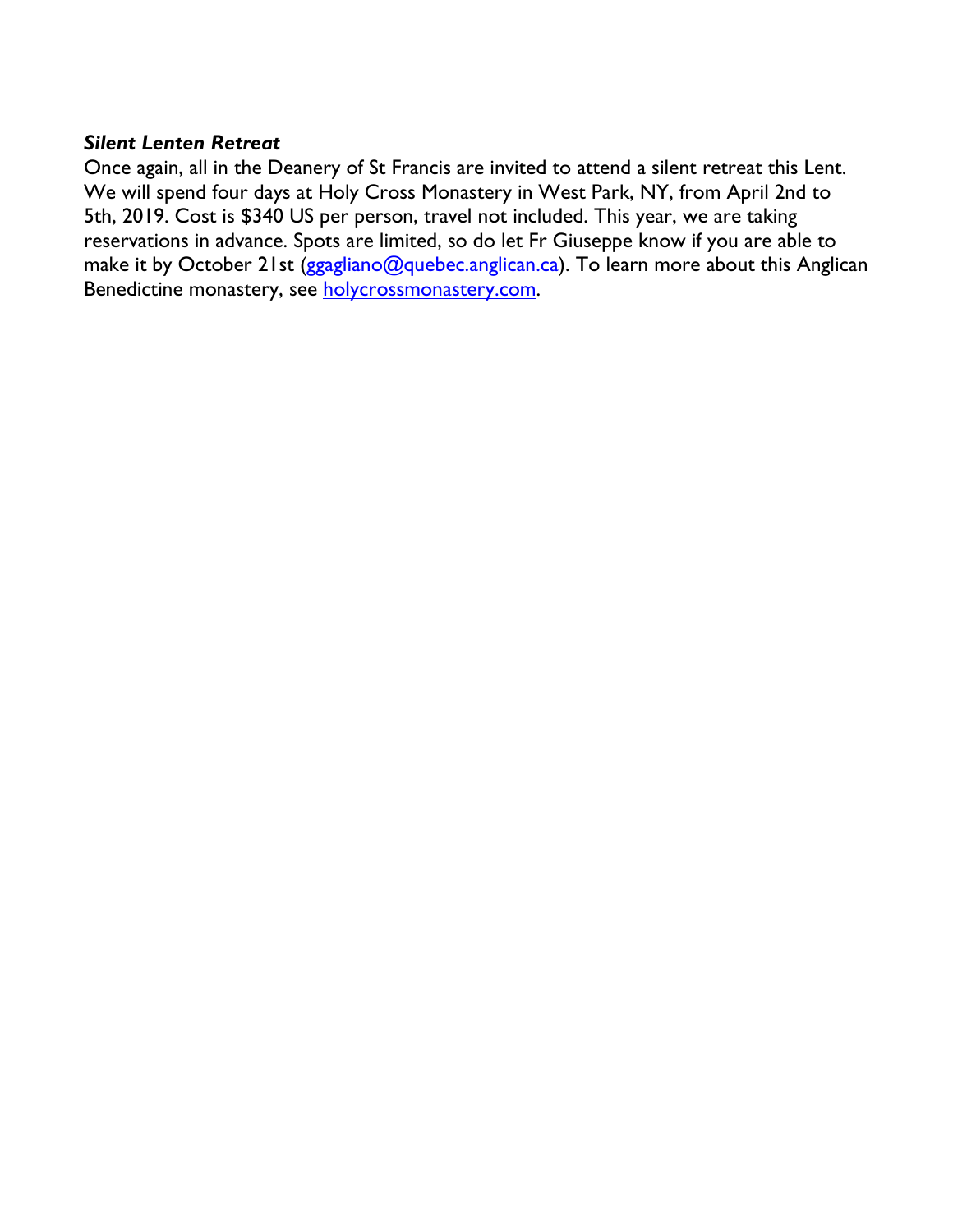***Silent Lenten Retreat***

Once again, all in the Deanery of St Francis are invited to attend a silent retreat this Lent. We will spend four days at Holy Cross Monastery in West Park, NY, from April 2nd to 5th, 2019. Cost is $340 US per person, travel not included. This year, we are taking reservations in advance. Spots are limited, so do let Fr Giuseppe know if you are able to make it by October 21st (ggagliano@quebec.anglican.ca). To learn more about this Anglican Benedictine monastery, see holycrossmonastery.com.